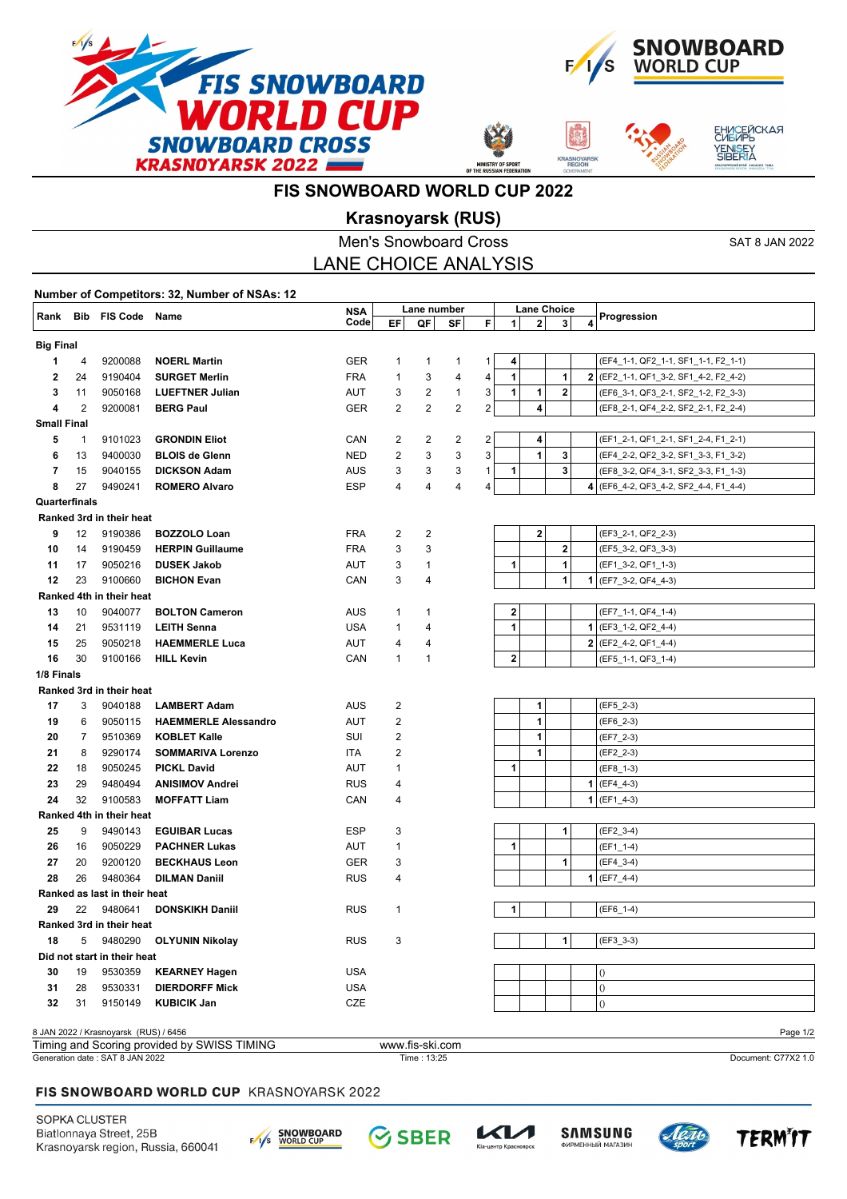# FIS SNOWBOARD WORLD CUP 2022

## Krasnoyarsk (RUS)

### Men's Snowboard Cross

SAT 8 JAN 2022

## LANE CHOICE ANALYSIS

**Number of Competitors: 32, Number of NSAs: 12**

| Rank | Bib | FIS Code | Name | NSA Code | Lane number EF | Lane number QF | Lane number SF | Lane number F | Lane Choice 1 | Lane Choice 2 | Lane Choice 3 | Lane Choice 4 | Progression |
|---|---|---|---|---|---|---|---|---|---|---|---|---|---|
| **Big Final** | | | | | | | | | | | | | |
| 1 | 4 | 9200088 | **NOERL Martin** | GER | 1 | 1 | 1 | 1 | 4 | | | | (EF4_1-1, QF2_1-1, SF1_1-1, F2_1-1) |
| 2 | 24 | 9190404 | **SURGET Merlin** | FRA | 1 | 3 | 4 | 4 | 1 | | 1 | 2 | (EF2_1-1, QF1_3-2, SF1_4-2, F2_4-2) |
| 3 | 11 | 9050168 | **LUEFTNER Julian** | AUT | 3 | 2 | 1 | 3 | 1 | 1 | 2 | | (EF6_3-1, QF3_2-1, SF2_1-2, F2_3-3) |
| 4 | 2 | 9200081 | **BERG Paul** | GER | 2 | 2 | 2 | 2 | | 4 | | | (EF8_2-1, QF4_2-2, SF2_2-1, F2_2-4) |
| **Small Final** | | | | | | | | | | | | | |
| 5 | 1 | 9101023 | **GRONDIN Eliot** | CAN | 2 | 2 | 2 | 2 | | 4 | | | (EF1_2-1, QF1_2-1, SF1_2-4, F1_2-1) |
| 6 | 13 | 9400030 | **BLOIS de Glenn** | NED | 2 | 3 | 3 | 3 | | 1 | 3 | | (EF4_2-2, QF2_3-2, SF1_3-3, F1_3-2) |
| 7 | 15 | 9040155 | **DICKSON Adam** | AUS | 3 | 3 | 3 | 1 | 1 | | 3 | | (EF8_3-2, QF4_3-1, SF2_3-3, F1_1-3) |
| 8 | 27 | 9490241 | **ROMERO Alvaro** | ESP | 4 | 4 | 4 | 4 | | | | 4 | (EF6_4-2, QF3_4-2, SF2_4-4, F1_4-4) |
| **Quarterfinals** | | | | | | | | | | | | | |
| **Ranked 3rd in their heat** | | | | | | | | | | | | | |
| 9 | 12 | 9190386 | **BOZZOLO Loan** | FRA | 2 | 2 | | | | 2 | | | (EF3_2-1, QF2_2-3) |
| 10 | 14 | 9190459 | **HERPIN Guillaume** | FRA | 3 | 3 | | | | | 2 | | (EF5_3-2, QF3_3-3) |
| 11 | 17 | 9050216 | **DUSEK Jakob** | AUT | 3 | 1 | | | 1 | | 1 | | (EF1_3-2, QF1_1-3) |
| 12 | 23 | 9100660 | **BICHON Evan** | CAN | 3 | 4 | | | | | 1 | 1 | (EF7_3-2, QF4_4-3) |
| **Ranked 4th in their heat** | | | | | | | | | | | | | |
| 13 | 10 | 9040077 | **BOLTON Cameron** | AUS | 1 | 1 | | | 2 | | | | (EF7_1-1, QF4_1-4) |
| 14 | 21 | 9531119 | **LEITH Senna** | USA | 1 | 4 | | | 1 | | | 1 | (EF3_1-2, QF2_4-4) |
| 15 | 25 | 9050218 | **HAEMMERLE Luca** | AUT | 4 | 4 | | | | | | 2 | (EF2_4-2, QF1_4-4) |
| 16 | 30 | 9100166 | **HILL Kevin** | CAN | 1 | 1 | | | 2 | | | | (EF5_1-1, QF3_1-4) |
| **1/8 Finals** | | | | | | | | | | | | | |
| **Ranked 3rd in their heat** | | | | | | | | | | | | | |
| 17 | 3 | 9040188 | **LAMBERT Adam** | AUS | 2 | | | | | 1 | | | (EF5_2-3) |
| 19 | 6 | 9050115 | **HAEMMERLE Alessandro** | AUT | 2 | | | | | 1 | | | (EF6_2-3) |
| 20 | 7 | 9510369 | **KOBLET Kalle** | SUI | 2 | | | | | 1 | | | (EF7_2-3) |
| 21 | 8 | 9290174 | **SOMMARIVA Lorenzo** | ITA | 2 | | | | | 1 | | | (EF2_2-3) |
| 22 | 18 | 9050245 | **PICKL David** | AUT | 1 | | | | 1 | | | | (EF8_1-3) |
| 23 | 29 | 9480494 | **ANISIMOV Andrei** | RUS | 4 | | | | | | | 1 | (EF4_4-3) |
| 24 | 32 | 9100583 | **MOFFATT Liam** | CAN | 4 | | | | | | | 1 | (EF1_4-3) |
| **Ranked 4th in their heat** | | | | | | | | | | | | | |
| 25 | 9 | 9490143 | **EGUIBAR Lucas** | ESP | 3 | | | | | | 1 | | (EF2_3-4) |
| 26 | 16 | 9050229 | **PACHNER Lukas** | AUT | 1 | | | | 1 | | | | (EF1_1-4) |
| 27 | 20 | 9200120 | **BECKHAUS Leon** | GER | 3 | | | | | | 1 | | (EF4_3-4) |
| 28 | 26 | 9480364 | **DILMAN Daniil** | RUS | 4 | | | | | | | 1 | (EF7_4-4) |
| **Ranked as last in their heat** | | | | | | | | | | | | | |
| 29 | 22 | 9480641 | **DONSKIKH Daniil** | RUS | 1 | | | | 1 | | | | (EF6_1-4) |
| **Ranked 3rd in their heat** | | | | | | | | | | | | | |
| 18 | 5 | 9480290 | **OLYUNIN Nikolay** | RUS | 3 | | | | | | 1 | | (EF3_3-3) |
| **Did not start in their heat** | | | | | | | | | | | | | |
| 30 | 19 | 9530359 | **KEARNEY Hagen** | USA | | | | | | | | | () |
| 31 | 28 | 9530331 | **DIERDORFF Mick** | USA | | | | | | | | | () |
| 32 | 31 | 9150149 | **KUBICIK Jan** | CZE | | | | | | | | | () |

8 JAN 2022 / Krasnoyarsk (RUS) / 6456

Timing and Scoring provided by SWISS TIMING — www.fis-ski.com

Generation date : SAT 8 JAN 2022 — Time : 13:25 — Document: C77X2 1.0

SOPKA CLUSTER
Biatlonnaya Street, 25B
Krasnoyarsk region, Russia, 660041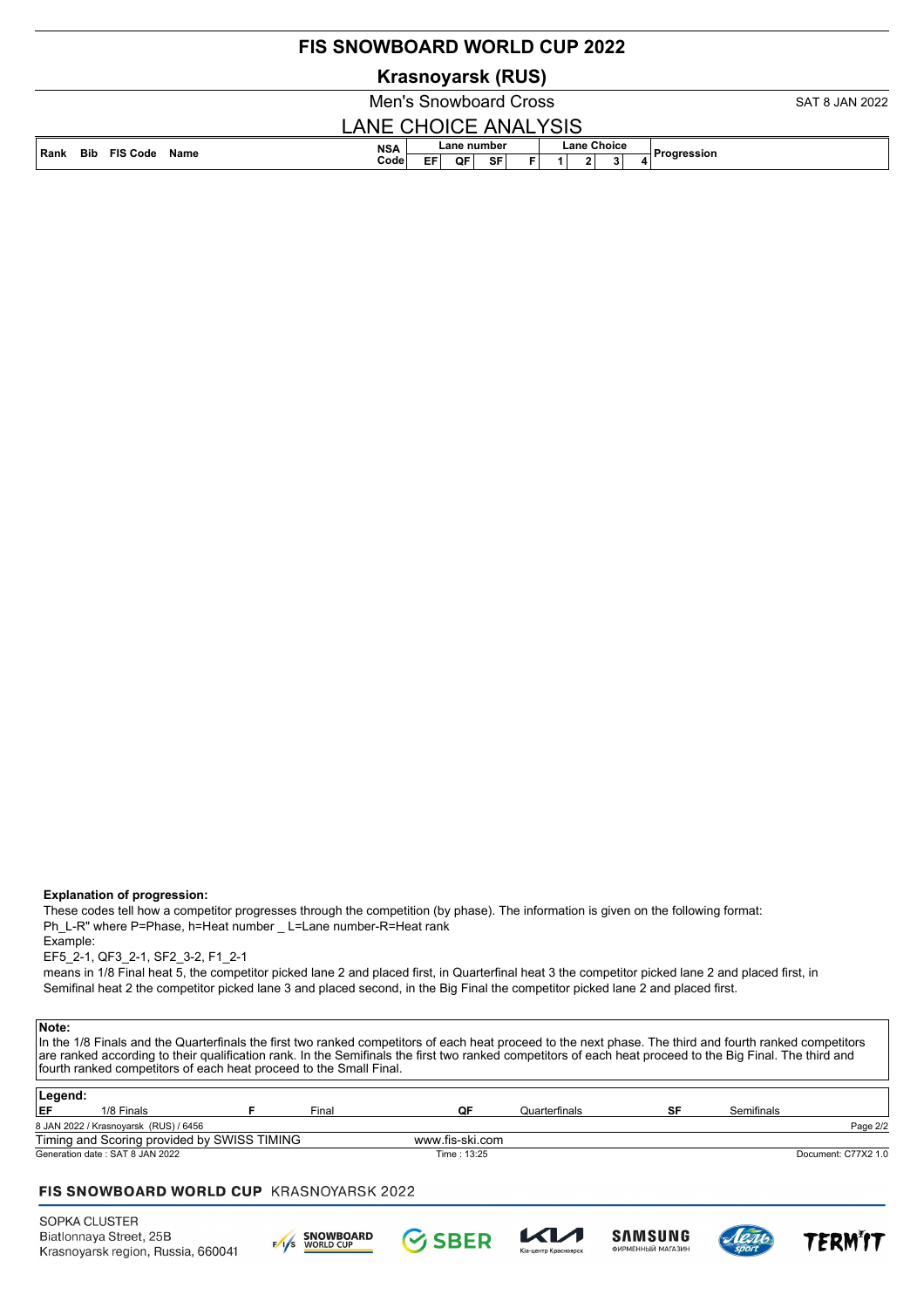# FIS SNOWBOARD WORLD CUP 2022

## Krasnoyarsk (RUS)

Men's Snowboard Cross

SAT 8 JAN 2022

## LANE CHOICE ANALYSIS

| Rank | Bib | FIS Code | Name | NSA Code | Lane number | | | | Lane Choice | | | | Progression |
|---|---|---|---|---|---|---|---|---|---|---|---|---|---|
| | | | | | EF | QF | SF | F | 1 | 2 | 3 | 4 | |

**Explanation of progression:**

These codes tell how a competitor progresses through the competition (by phase). The information is given on the following format:

Ph_L-R" where P=Phase, h=Heat number _ L=Lane number-R=Heat rank

Example:

EF5_2-1, QF3_2-1, SF2_3-2, F1_2-1

means in 1/8 Final heat 5, the competitor picked lane 2 and placed first, in Quarterfinal heat 3 the competitor picked lane 2 and placed first, in Semifinal heat 2 the competitor picked lane 3 and placed second, in the Big Final the competitor picked lane 2 and placed first.

**Note:**

In the 1/8 Finals and the Quarterfinals the first two ranked competitors of each heat proceed to the next phase. The third and fourth ranked competitors are ranked according to their qualification rank. In the Semifinals the first two ranked competitors of each heat proceed to the Big Final. The third and fourth ranked competitors of each heat proceed to the Small Final.

**Legend:**

| | | | | | | | |
|---|---|---|---|---|---|---|---|
| **EF** | 1/8 Finals | **F** | Final | **QF** | Quarterfinals | **SF** | Semifinals |

8 JAN 2022 / Krasnoyarsk (RUS) / 6456

Timing and Scoring provided by SWISS TIMING

www.fis-ski.com

Generation date : SAT 8 JAN 2022

Time : 13:25

Document: C77X2 1.0

**FIS SNOWBOARD WORLD CUP** KRASNOYARSK 2022

SOPKA CLUSTER
Biatlonnaya Street, 25B
Krasnoyarsk region, Russia, 660041